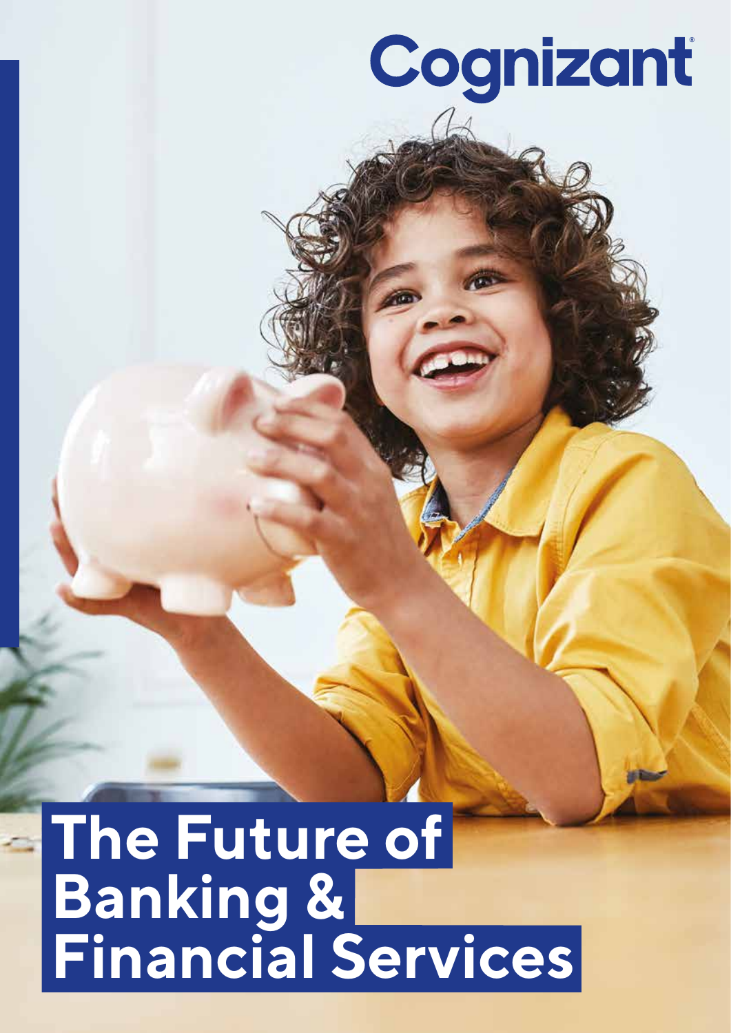Cognizant

# The Future of Banking & Financial Services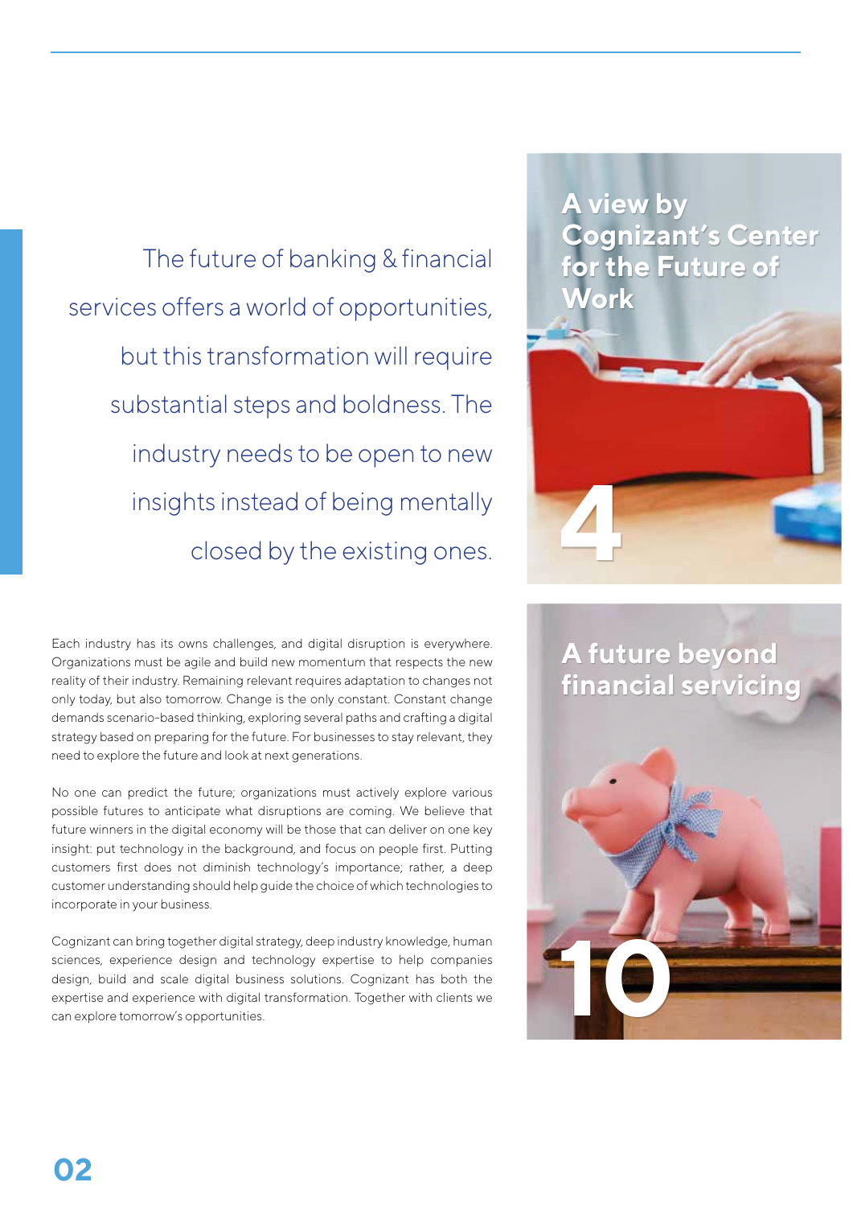The future of banking & financial services offers a world of opportunities, but this transformation will require substantial steps and boldness. The industry needs to be open to new insights instead of being mentally closed by the existing ones.

Each industry has its owns challenges, and digital disruption is everywhere. Organizations must be agile and build new momentum that respects the new reality of their industry. Remaining relevant requires adaptation to changes not only today, but also tomorrow. Change is the only constant. Constant change demands scenario-based thinking, exploring several paths and crafting a digital strategy based on preparing for the future. For businesses to stay relevant, they need to explore the future and look at next generations.

No one can predict the future; organizations must actively explore various possible futures to anticipate what disruptions are coming. We believe that future winners in the digital economy will be those that can deliver on one key insight: put technology in the background, and focus on people first. Putting customers first does not diminish technology's importance; rather, a deep customer understanding should help guide the choice of which technologies to incorporate in your business.

Cognizant can bring together digital strategy, deep industry knowledge, human sciences, experience design and technology expertise to help companies design, build and scale digital business solutions. Cognizant has both the expertise and experience with digital transformation. Together with clients we can explore tomorrow's opportunities.

**A view by Cognizant's Center for the Future of Work** — 4

**A future beyond financial servicing** — 10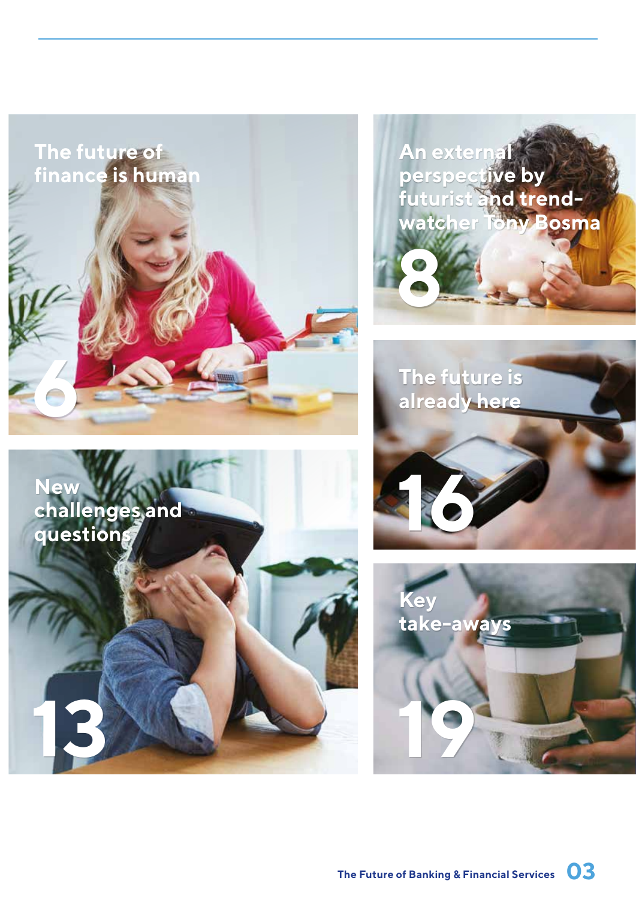The future of finance is human

6

An external perspective by futurist and trend-watcher Tony Bosma

8

New challenges and questions

13

The future is already here

16

Key take-aways

19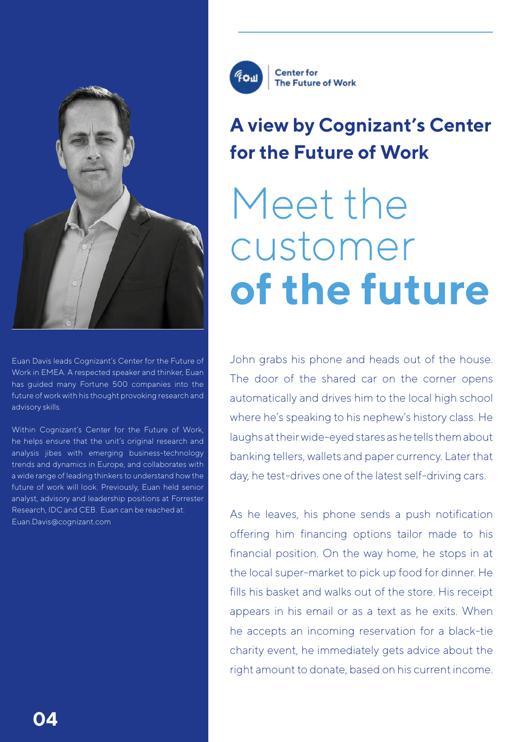Center for
The Future of Work

## A view by Cognizant's Center for the Future of Work

# Meet the customer **of the future**

Euan Davis leads Cognizant's Center for the Future of Work in EMEA. A respected speaker and thinker, Euan has guided many Fortune 500 companies into the future of work with his thought provoking research and advisory skills.

Within Cognizant's Center for the Future of Work, he helps ensure that the unit's original research and analysis jibes with emerging business-technology trends and dynamics in Europe, and collaborates with a wide range of leading thinkers to understand how the future of work will look. Previously, Euan held senior analyst, advisory and leadership positions at Forrester Research, IDC and CEB. Euan can be reached at: Euan.Davis@cognizant.com

John grabs his phone and heads out of the house. The door of the shared car on the corner opens automatically and drives him to the local high school where he's speaking to his nephew's history class. He laughs at their wide-eyed stares as he tells them about banking tellers, wallets and paper currency. Later that day, he test-drives one of the latest self-driving cars.

As he leaves, his phone sends a push notification offering him financing options tailor made to his financial position. On the way home, he stops in at the local super-market to pick up food for dinner. He fills his basket and walks out of the store. His receipt appears in his email or as a text as he exits. When he accepts an incoming reservation for a black-tie charity event, he immediately gets advice about the right amount to donate, based on his current income.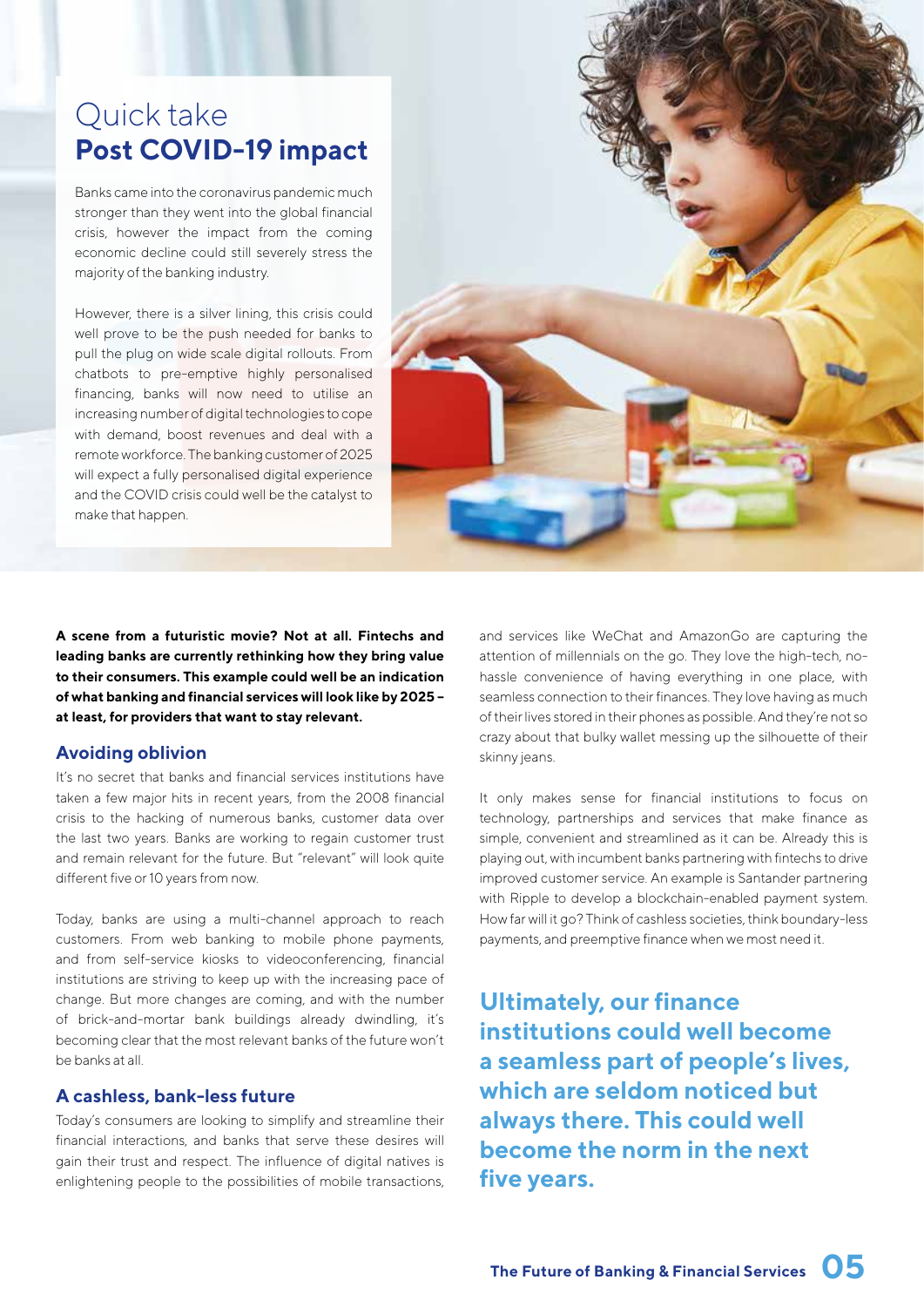## Quick take
## **Post COVID-19 impact**

Banks came into the coronavirus pandemic much stronger than they went into the global financial crisis, however the impact from the coming economic decline could still severely stress the majority of the banking industry.

However, there is a silver lining, this crisis could well prove to be the push needed for banks to pull the plug on wide scale digital rollouts. From chatbots to pre-emptive highly personalised financing, banks will now need to utilise an increasing number of digital technologies to cope with demand, boost revenues and deal with a remote workforce. The banking customer of 2025 will expect a fully personalised digital experience and the COVID crisis could well be the catalyst to make that happen.

**A scene from a futuristic movie? Not at all. Fintechs and leading banks are currently rethinking how they bring value to their consumers. This example could well be an indication of what banking and financial services will look like by 2025 – at least, for providers that want to stay relevant.**

### Avoiding oblivion

It's no secret that banks and financial services institutions have taken a few major hits in recent years, from the 2008 financial crisis to the hacking of numerous banks, customer data over the last two years. Banks are working to regain customer trust and remain relevant for the future. But "relevant" will look quite different five or 10 years from now.

Today, banks are using a multi-channel approach to reach customers. From web banking to mobile phone payments, and from self-service kiosks to videoconferencing, financial institutions are striving to keep up with the increasing pace of change. But more changes are coming, and with the number of brick-and-mortar bank buildings already dwindling, it's becoming clear that the most relevant banks of the future won't be banks at all.

### A cashless, bank-less future

Today's consumers are looking to simplify and streamline their financial interactions, and banks that serve these desires will gain their trust and respect. The influence of digital natives is enlightening people to the possibilities of mobile transactions, and services like WeChat and AmazonGo are capturing the attention of millennials on the go. They love the high-tech, no-hassle convenience of having everything in one place, with seamless connection to their finances. They love having as much of their lives stored in their phones as possible. And they're not so crazy about that bulky wallet messing up the silhouette of their skinny jeans.

It only makes sense for financial institutions to focus on technology, partnerships and services that make finance as simple, convenient and streamlined as it can be. Already this is playing out, with incumbent banks partnering with fintechs to drive improved customer service. An example is Santander partnering with Ripple to develop a blockchain-enabled payment system. How far will it go? Think of cashless societies, think boundary-less payments, and preemptive finance when we most need it.

**Ultimately, our finance institutions could well become a seamless part of people's lives, which are seldom noticed but always there. This could well become the norm in the next five years.**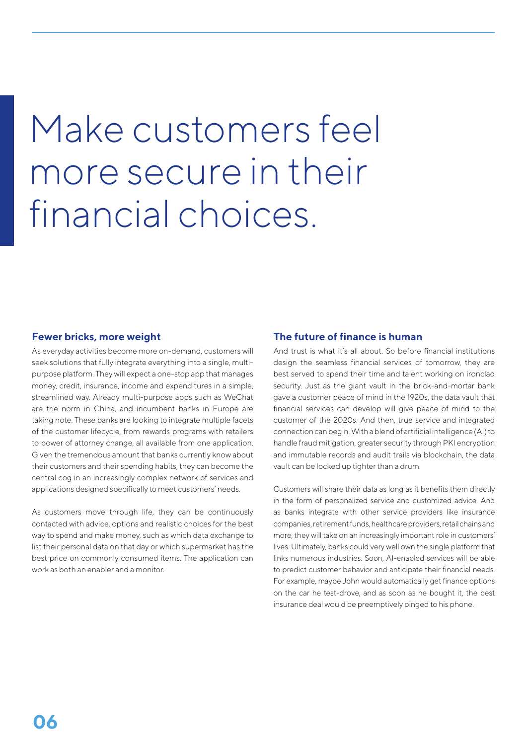# Make customers feel more secure in their financial choices.

## Fewer bricks, more weight

As everyday activities become more on-demand, customers will seek solutions that fully integrate everything into a single, multi-purpose platform. They will expect a one-stop app that manages money, credit, insurance, income and expenditures in a simple, streamlined way. Already multi-purpose apps such as WeChat are the norm in China, and incumbent banks in Europe are taking note. These banks are looking to integrate multiple facets of the customer lifecycle, from rewards programs with retailers to power of attorney change, all available from one application. Given the tremendous amount that banks currently know about their customers and their spending habits, they can become the central cog in an increasingly complex network of services and applications designed specifically to meet customers' needs.

As customers move through life, they can be continuously contacted with advice, options and realistic choices for the best way to spend and make money, such as which data exchange to list their personal data on that day or which supermarket has the best price on commonly consumed items. The application can work as both an enabler and a monitor.

## The future of finance is human

And trust is what it's all about. So before financial institutions design the seamless financial services of tomorrow, they are best served to spend their time and talent working on ironclad security. Just as the giant vault in the brick-and-mortar bank gave a customer peace of mind in the 1920s, the data vault that financial services can develop will give peace of mind to the customer of the 2020s. And then, true service and integrated connection can begin. With a blend of artificial intelligence (AI) to handle fraud mitigation, greater security through PKI encryption and immutable records and audit trails via blockchain, the data vault can be locked up tighter than a drum.

Customers will share their data as long as it benefits them directly in the form of personalized service and customized advice. And as banks integrate with other service providers like insurance companies, retirement funds, healthcare providers, retail chains and more, they will take on an increasingly important role in customers' lives. Ultimately, banks could very well own the single platform that links numerous industries. Soon, AI-enabled services will be able to predict customer behavior and anticipate their financial needs. For example, maybe John would automatically get finance options on the car he test-drove, and as soon as he bought it, the best insurance deal would be preemptively pinged to his phone.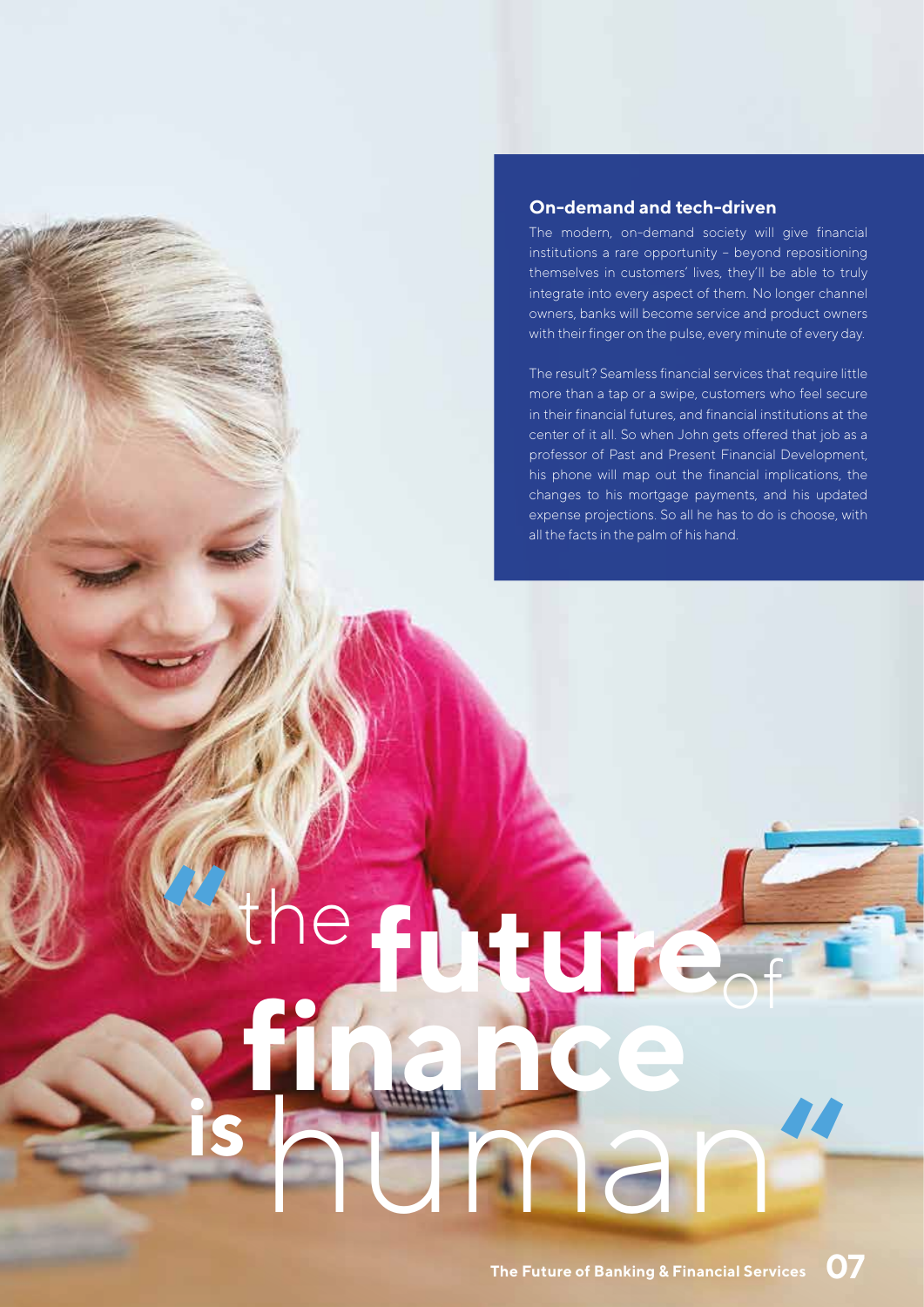## On-demand and tech-driven

The modern, on-demand society will give financial institutions a rare opportunity – beyond repositioning themselves in customers' lives, they'll be able to truly integrate into every aspect of them. No longer channel owners, banks will become service and product owners with their finger on the pulse, every minute of every day.

The result? Seamless financial services that require little more than a tap or a swipe, customers who feel secure in their financial futures, and financial institutions at the center of it all. So when John gets offered that job as a professor of Past and Present Financial Development, his phone will map out the financial implications, the changes to his mortgage payments, and his updated expense projections. So all he has to do is choose, with all the facts in the palm of his hand.

> "the **future** of **finance** **is** human"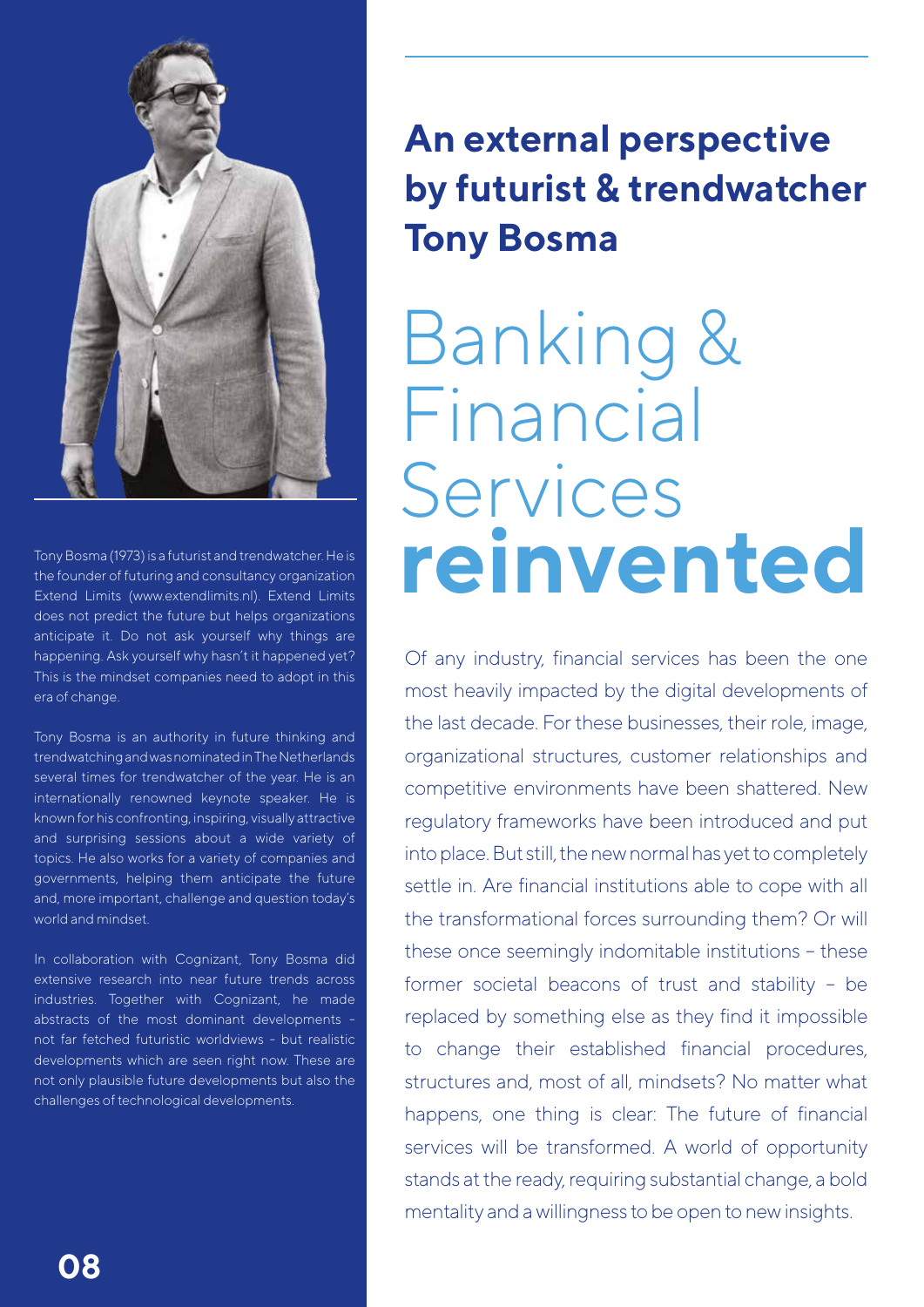## An external perspective by futurist & trendwatcher Tony Bosma

# Banking & Financial Services **reinvented**

Of any industry, financial services has been the one most heavily impacted by the digital developments of the last decade. For these businesses, their role, image, organizational structures, customer relationships and competitive environments have been shattered. New regulatory frameworks have been introduced and put into place. But still, the new normal has yet to completely settle in. Are financial institutions able to cope with all the transformational forces surrounding them? Or will these once seemingly indomitable institutions – these former societal beacons of trust and stability – be replaced by something else as they find it impossible to change their established financial procedures, structures and, most of all, mindsets? No matter what happens, one thing is clear: The future of financial services will be transformed. A world of opportunity stands at the ready, requiring substantial change, a bold mentality and a willingness to be open to new insights.

Tony Bosma (1973) is a futurist and trendwatcher. He is the founder of futuring and consultancy organization Extend Limits (www.extendlimits.nl). Extend Limits does not predict the future but helps organizations anticipate it. Do not ask yourself why things are happening. Ask yourself why hasn't it happened yet? This is the mindset companies need to adopt in this era of change.

Tony Bosma is an authority in future thinking and trendwatching and was nominated in The Netherlands several times for trendwatcher of the year. He is an internationally renowned keynote speaker. He is known for his confronting, inspiring, visually attractive and surprising sessions about a wide variety of topics. He also works for a variety of companies and governments, helping them anticipate the future and, more important, challenge and question today's world and mindset.

In collaboration with Cognizant, Tony Bosma did extensive research into near future trends across industries. Together with Cognizant, he made abstracts of the most dominant developments – not far fetched futuristic worldviews – but realistic developments which are seen right now. These are not only plausible future developments but also the challenges of technological developments.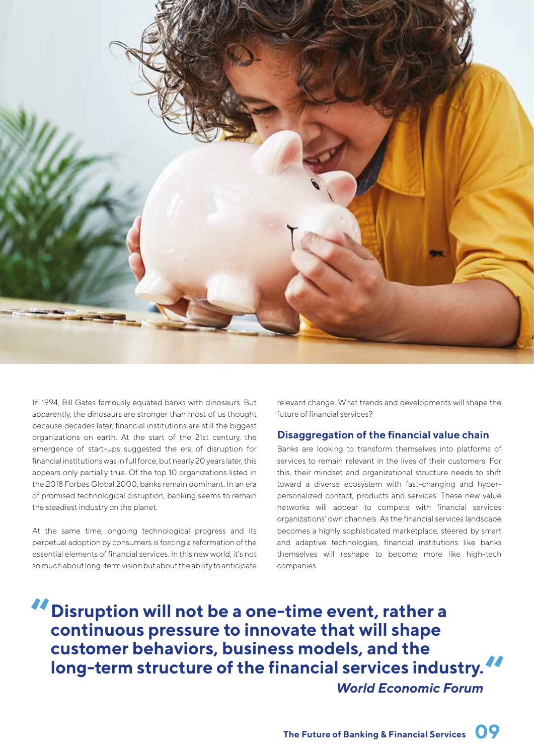In 1994, Bill Gates famously equated banks with dinosaurs. But apparently, the dinosaurs are stronger than most of us thought because decades later, financial institutions are still the biggest organizations on earth. At the start of the 21st century, the emergence of start-ups suggested the era of disruption for financial institutions was in full force, but nearly 20 years later, this appears only partially true. Of the top 10 organizations listed in the 2018 Forbes Global 2000, banks remain dominant. In an era of promised technological disruption, banking seems to remain the steadiest industry on the planet.

At the same time, ongoing technological progress and its perpetual adoption by consumers is forcing a reformation of the essential elements of financial services. In this new world, it's not so much about long-term vision but about the ability to anticipate relevant change. What trends and developments will shape the future of financial services?

## Disaggregation of the financial value chain

Banks are looking to transform themselves into platforms of services to remain relevant in the lives of their customers. For this, their mindset and organizational structure needs to shift toward a diverse ecosystem with fast-changing and hyper-personalized contact, products and services. These new value networks will appear to compete with financial services organizations' own channels. As the financial services landscape becomes a highly sophisticated marketplace, steered by smart and adaptive technologies, financial institutions like banks themselves will reshape to become more like high-tech companies.

> **"Disruption will not be a one-time event, rather a continuous pressure to innovate that will shape customer behaviors, business models, and the long-term structure of the financial services industry."**
>
> ***World Economic Forum***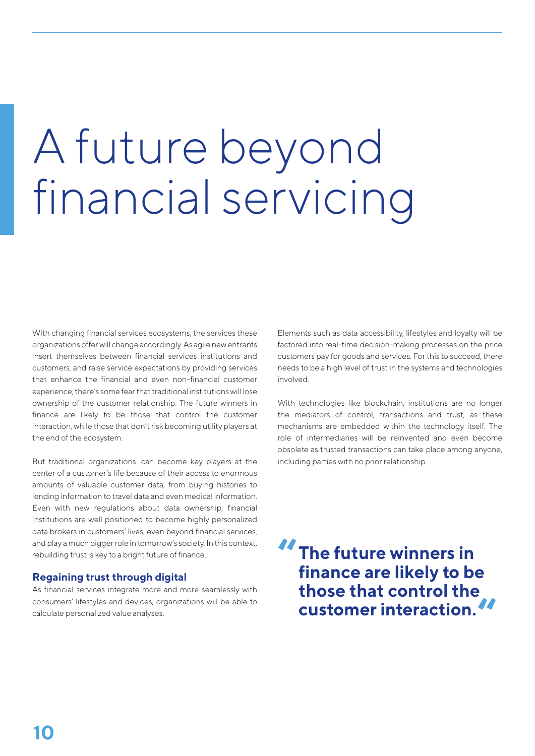# A future beyond financial servicing

With changing financial services ecosystems, the services these organizations offer will change accordingly. As agile new entrants insert themselves between financial services institutions and customers, and raise service expectations by providing services that enhance the financial and even non-financial customer experience, there's some fear that traditional institutions will lose ownership of the customer relationship. The future winners in finance are likely to be those that control the customer interaction, while those that don't risk becoming utility players at the end of the ecosystem.

But traditional organizations. can become key players at the center of a customer's life because of their access to enormous amounts of valuable customer data, from buying histories to lending information to travel data and even medical information. Even with new regulations about data ownership, financial institutions are well positioned to become highly personalized data brokers in customers' lives, even beyond financial services, and play a much bigger role in tomorrow's society. In this context, rebuilding trust is key to a bright future of finance.

### Regaining trust through digital

As financial services integrate more and more seamlessly with consumers' lifestyles and devices, organizations will be able to calculate personalized value analyses.

Elements such as data accessibility, lifestyles and loyalty will be factored into real-time decision-making processes on the price customers pay for goods and services. For this to succeed, there needs to be a high level of trust in the systems and technologies involved.

With technologies like blockchain, institutions are no longer the mediators of control, transactions and trust, as these mechanisms are embedded within the technology itself. The role of intermediaries will be reinvented and even become obsolete as trusted transactions can take place among anyone, including parties with no prior relationship.

> **"The future winners in finance are likely to be those that control the customer interaction."**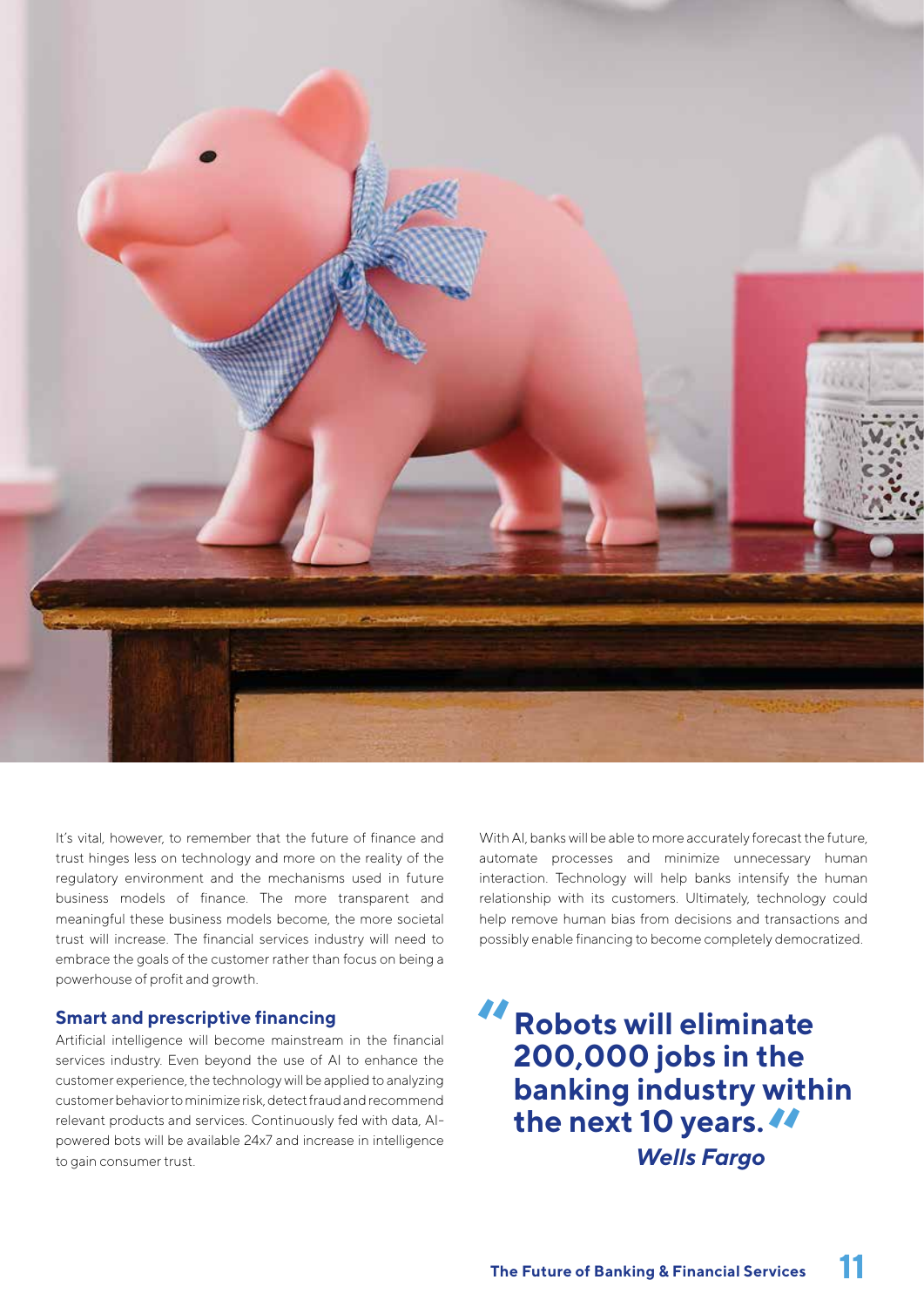It's vital, however, to remember that the future of finance and trust hinges less on technology and more on the reality of the regulatory environment and the mechanisms used in future business models of finance. The more transparent and meaningful these business models become, the more societal trust will increase. The financial services industry will need to embrace the goals of the customer rather than focus on being a powerhouse of profit and growth.

## Smart and prescriptive financing

Artificial intelligence will become mainstream in the financial services industry. Even beyond the use of AI to enhance the customer experience, the technology will be applied to analyzing customer behavior to minimize risk, detect fraud and recommend relevant products and services. Continuously fed with data, AI-powered bots will be available 24x7 and increase in intelligence to gain consumer trust.

With AI, banks will be able to more accurately forecast the future, automate processes and minimize unnecessary human interaction. Technology will help banks intensify the human relationship with its customers. Ultimately, technology could help remove human bias from decisions and transactions and possibly enable financing to become completely democratized.

> **"Robots will eliminate 200,000 jobs in the banking industry within the next 10 years."**
>
> ***Wells Fargo***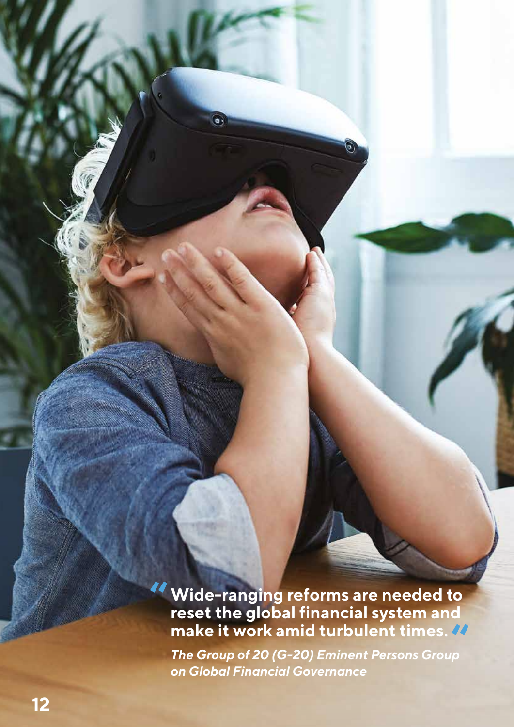> **"Wide-ranging reforms are needed to reset the global financial system and make it work amid turbulent times."**
>
> ***The Group of 20 (G-20) Eminent Persons Group on Global Financial Governance***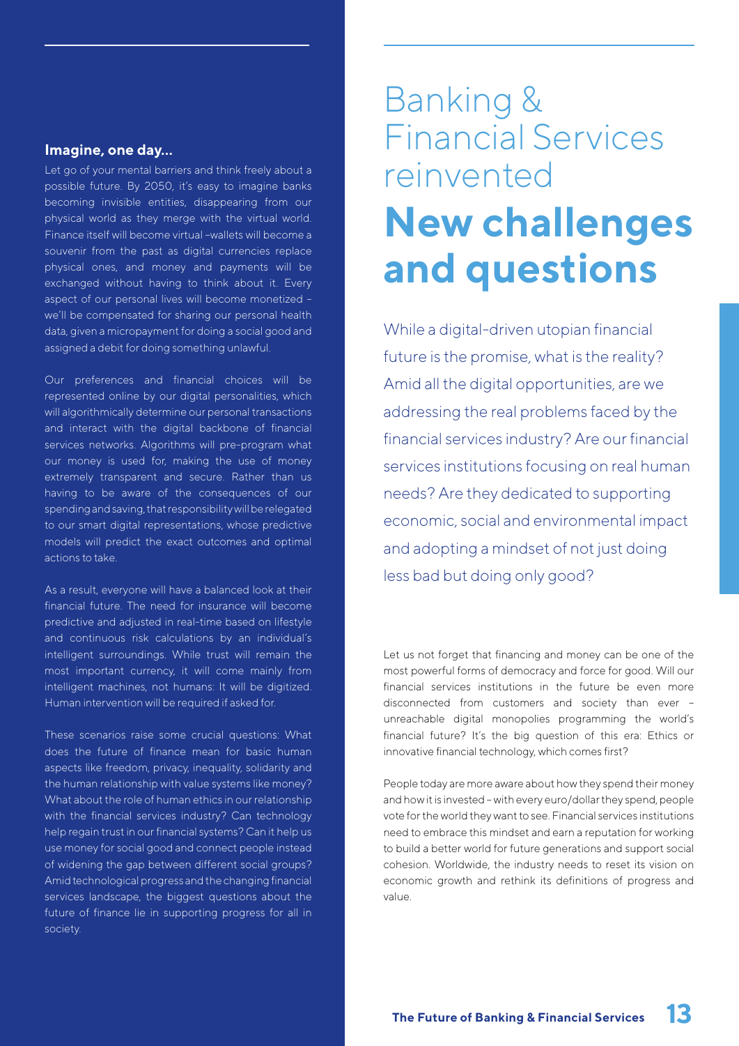# Banking & Financial Services reinvented

## New challenges and questions

While a digital-driven utopian financial future is the promise, what is the reality? Amid all the digital opportunities, are we addressing the real problems faced by the financial services industry? Are our financial services institutions focusing on real human needs? Are they dedicated to supporting economic, social and environmental impact and adopting a mindset of not just doing less bad but doing only good?

Let us not forget that financing and money can be one of the most powerful forms of democracy and force for good. Will our financial services institutions in the future be even more disconnected from customers and society than ever – unreachable digital monopolies programming the world's financial future? It's the big question of this era: Ethics or innovative financial technology, which comes first?

People today are more aware about how they spend their money and how it is invested – with every euro/dollar they spend, people vote for the world they want to see. Financial services institutions need to embrace this mindset and earn a reputation for working to build a better world for future generations and support social cohesion. Worldwide, the industry needs to reset its vision on economic growth and rethink its definitions of progress and value.

**Imagine, one day...**

Let go of your mental barriers and think freely about a possible future. By 2050, it's easy to imagine banks becoming invisible entities, disappearing from our physical world as they merge with the virtual world. Finance itself will become virtual –wallets will become a souvenir from the past as digital currencies replace physical ones, and money and payments will be exchanged without having to think about it. Every aspect of our personal lives will become monetized – we'll be compensated for sharing our personal health data, given a micropayment for doing a social good and assigned a debit for doing something unlawful.

Our preferences and financial choices will be represented online by our digital personalities, which will algorithmically determine our personal transactions and interact with the digital backbone of financial services networks. Algorithms will pre-program what our money is used for, making the use of money extremely transparent and secure. Rather than us having to be aware of the consequences of our spending and saving, that responsibility will be relegated to our smart digital representations, whose predictive models will predict the exact outcomes and optimal actions to take.

As a result, everyone will have a balanced look at their financial future. The need for insurance will become predictive and adjusted in real-time based on lifestyle and continuous risk calculations by an individual's intelligent surroundings. While trust will remain the most important currency, it will come mainly from intelligent machines, not humans: It will be digitized. Human intervention will be required if asked for.

These scenarios raise some crucial questions: What does the future of finance mean for basic human aspects like freedom, privacy, inequality, solidarity and the human relationship with value systems like money? What about the role of human ethics in our relationship with the financial services industry? Can technology help regain trust in our financial systems? Can it help us use money for social good and connect people instead of widening the gap between different social groups? Amid technological progress and the changing financial services landscape, the biggest questions about the future of finance lie in supporting progress for all in society.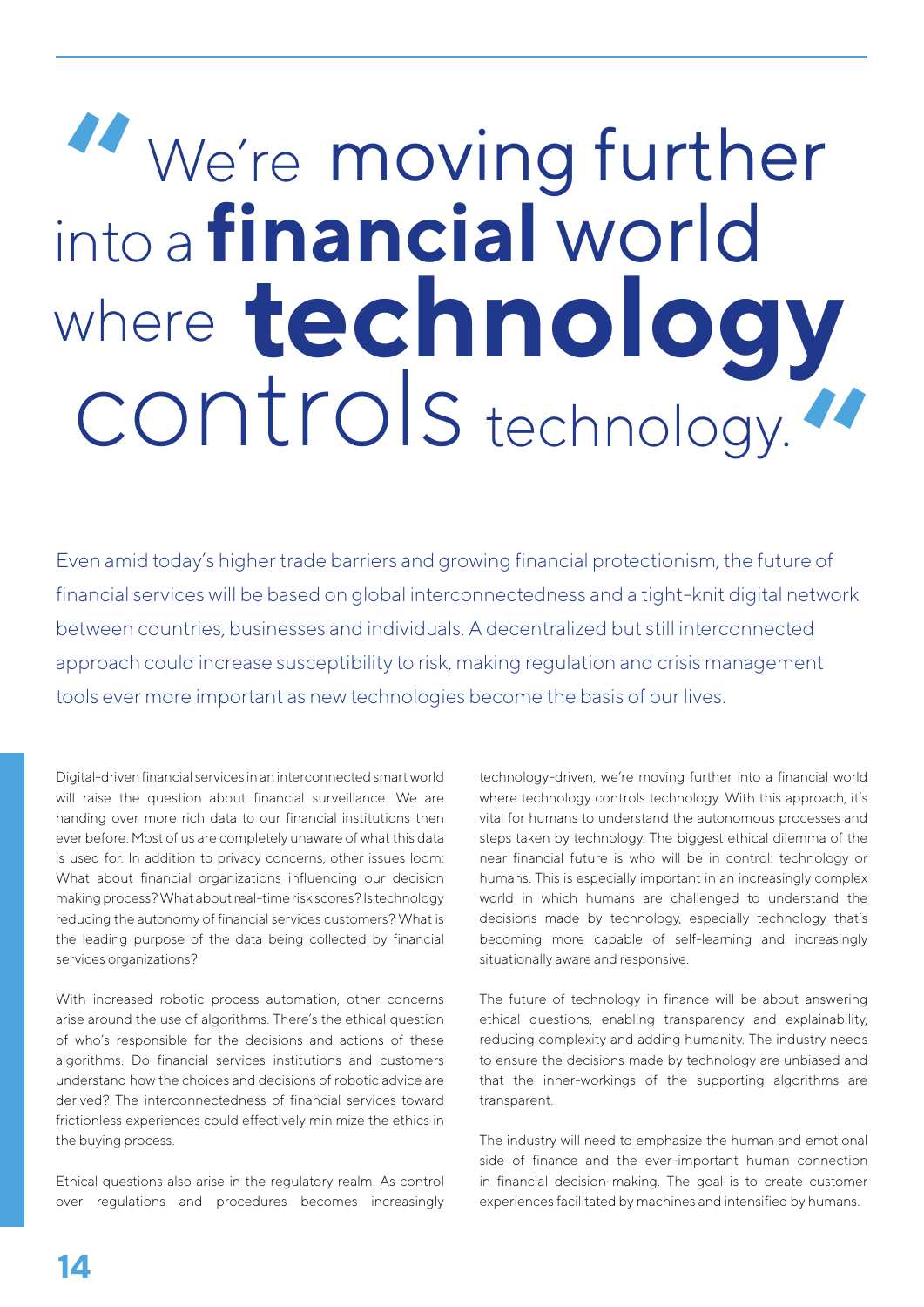# "We're moving further into a financial world where technology controls technology."

Even amid today's higher trade barriers and growing financial protectionism, the future of financial services will be based on global interconnectedness and a tight-knit digital network between countries, businesses and individuals. A decentralized but still interconnected approach could increase susceptibility to risk, making regulation and crisis management tools ever more important as new technologies become the basis of our lives.

Digital-driven financial services in an interconnected smart world will raise the question about financial surveillance. We are handing over more rich data to our financial institutions then ever before. Most of us are completely unaware of what this data is used for. In addition to privacy concerns, other issues loom: What about financial organizations influencing our decision making process? What about real-time risk scores? Is technology reducing the autonomy of financial services customers? What is the leading purpose of the data being collected by financial services organizations?

With increased robotic process automation, other concerns arise around the use of algorithms. There's the ethical question of who's responsible for the decisions and actions of these algorithms. Do financial services institutions and customers understand how the choices and decisions of robotic advice are derived? The interconnectedness of financial services toward frictionless experiences could effectively minimize the ethics in the buying process.

Ethical questions also arise in the regulatory realm. As control over regulations and procedures becomes increasingly technology-driven, we're moving further into a financial world where technology controls technology. With this approach, it's vital for humans to understand the autonomous processes and steps taken by technology. The biggest ethical dilemma of the near financial future is who will be in control: technology or humans. This is especially important in an increasingly complex world in which humans are challenged to understand the decisions made by technology, especially technology that's becoming more capable of self-learning and increasingly situationally aware and responsive.

The future of technology in finance will be about answering ethical questions, enabling transparency and explainability, reducing complexity and adding humanity. The industry needs to ensure the decisions made by technology are unbiased and that the inner-workings of the supporting algorithms are transparent.

The industry will need to emphasize the human and emotional side of finance and the ever-important human connection in financial decision-making. The goal is to create customer experiences facilitated by machines and intensified by humans.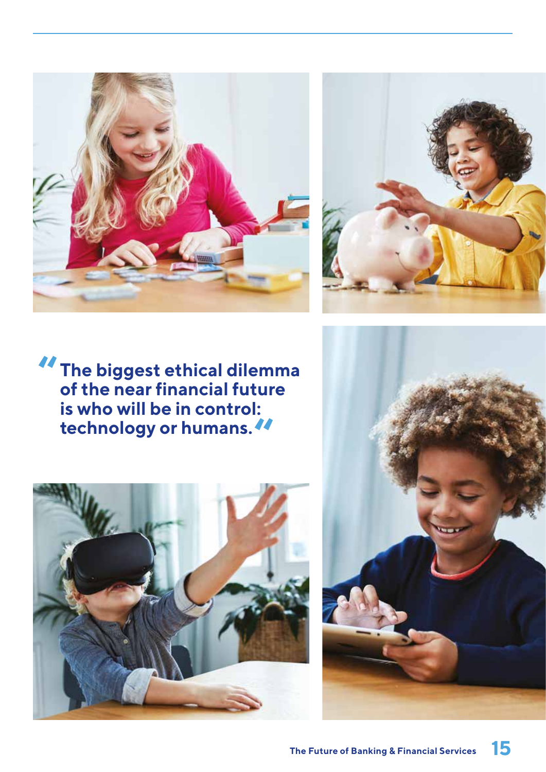> "The biggest ethical dilemma of the near financial future is who will be in control: technology or humans."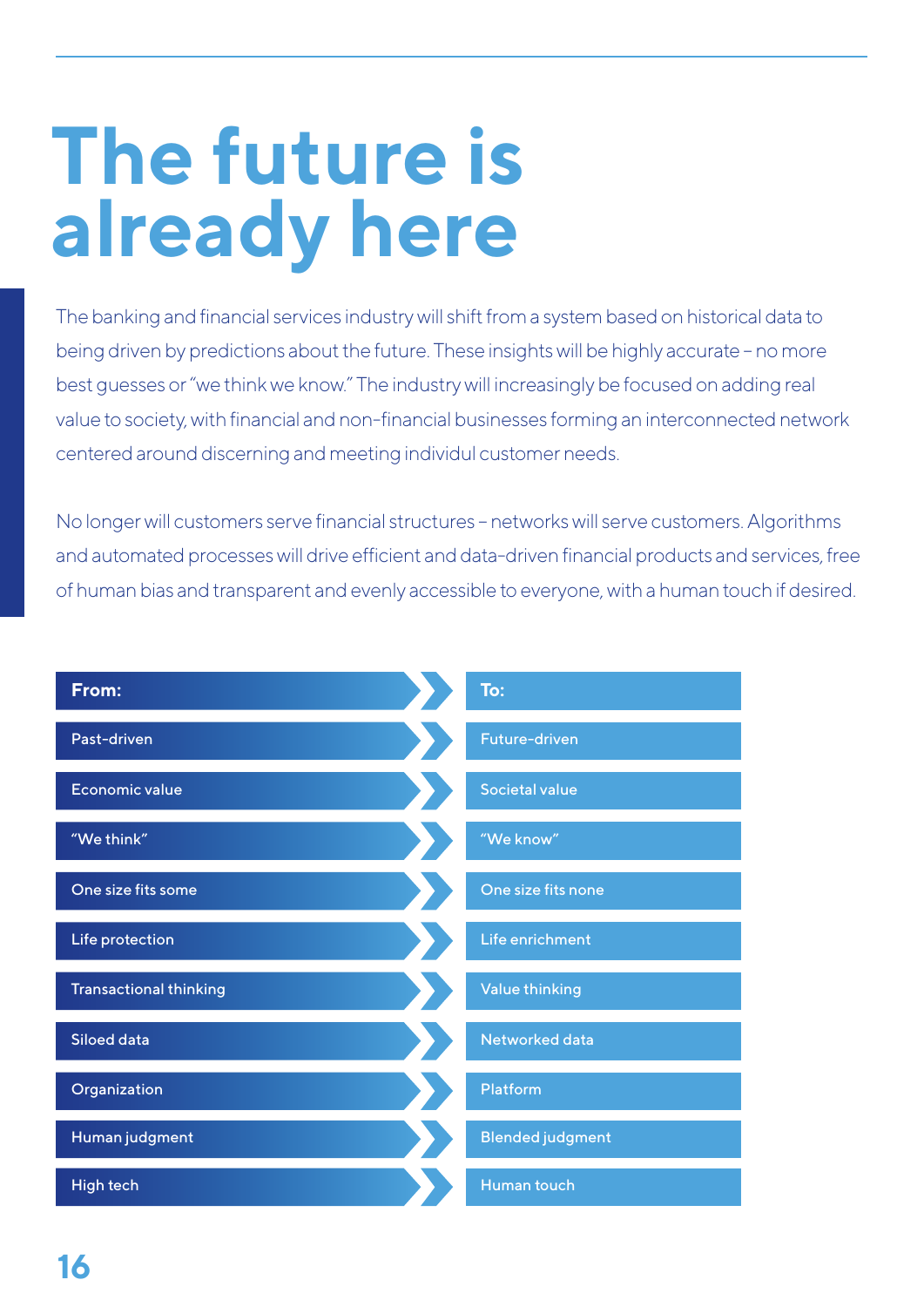# The future is already here

The banking and financial services industry will shift from a system based on historical data to being driven by predictions about the future. These insights will be highly accurate – no more best guesses or "we think we know." The industry will increasingly be focused on adding real value to society, with financial and non-financial businesses forming an interconnected network centered around discerning and meeting individul customer needs.

No longer will customers serve financial structures – networks will serve customers. Algorithms and automated processes will drive efficient and data-driven financial products and services, free of human bias and transparent and evenly accessible to everyone, with a human touch if desired.

| From: | To: |
|---|---|
| Past-driven | Future-driven |
| Economic value | Societal value |
| "We think" | "We know" |
| One size fits some | One size fits none |
| Life protection | Life enrichment |
| Transactional thinking | Value thinking |
| Siloed data | Networked data |
| Organization | Platform |
| Human judgment | Blended judgment |
| High tech | Human touch |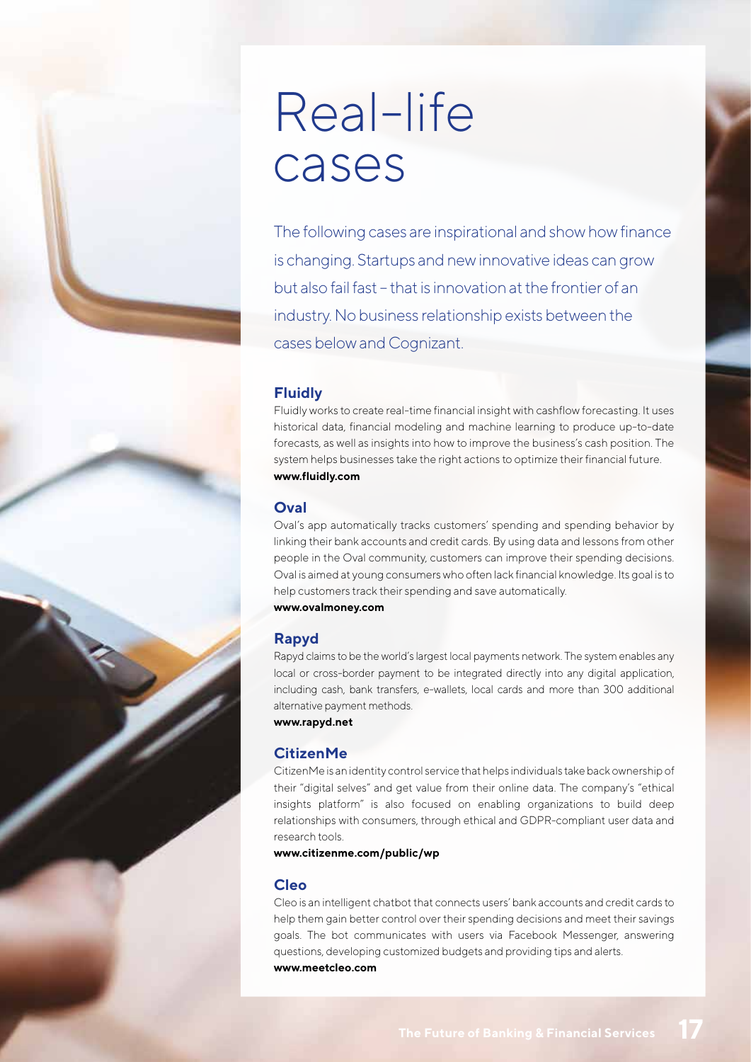# Real-life cases

The following cases are inspirational and show how finance is changing. Startups and new innovative ideas can grow but also fail fast – that is innovation at the frontier of an industry. No business relationship exists between the cases below and Cognizant.

## Fluidly

Fluidly works to create real-time financial insight with cashflow forecasting. It uses historical data, financial modeling and machine learning to produce up-to-date forecasts, as well as insights into how to improve the business's cash position. The system helps businesses take the right actions to optimize their financial future.
**www.fluidly.com**

## Oval

Oval's app automatically tracks customers' spending and spending behavior by linking their bank accounts and credit cards. By using data and lessons from other people in the Oval community, customers can improve their spending decisions. Oval is aimed at young consumers who often lack financial knowledge. Its goal is to help customers track their spending and save automatically.
**www.ovalmoney.com**

## Rapyd

Rapyd claims to be the world's largest local payments network. The system enables any local or cross-border payment to be integrated directly into any digital application, including cash, bank transfers, e-wallets, local cards and more than 300 additional alternative payment methods.
**www.rapyd.net**

## CitizenMe

CitizenMe is an identity control service that helps individuals take back ownership of their "digital selves" and get value from their online data. The company's "ethical insights platform" is also focused on enabling organizations to build deep relationships with consumers, through ethical and GDPR-compliant user data and research tools.
**www.citizenme.com/public/wp**

## Cleo

Cleo is an intelligent chatbot that connects users' bank accounts and credit cards to help them gain better control over their spending decisions and meet their savings goals. The bot communicates with users via Facebook Messenger, answering questions, developing customized budgets and providing tips and alerts.
**www.meetcleo.com**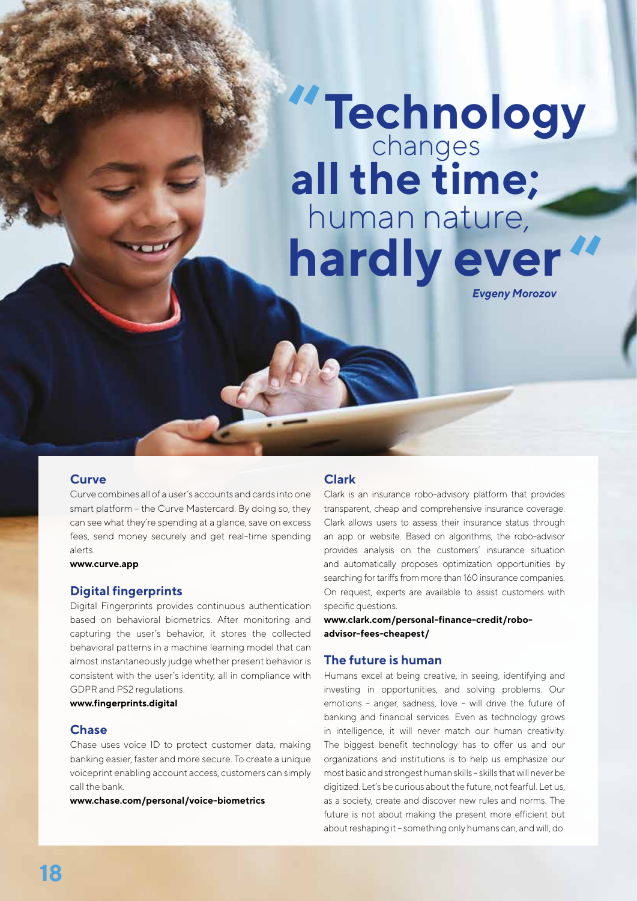> **"Technology** changes **all the time;** human nature, **hardly ever"**
>
> ***Evgeny Morozov***

### Curve

Curve combines all of a user's accounts and cards into one smart platform – the Curve Mastercard. By doing so, they can see what they're spending at a glance, save on excess fees, send money securely and get real-time spending alerts.

**www.curve.app**

### Digital fingerprints

Digital Fingerprints provides continuous authentication based on behavioral biometrics. After monitoring and capturing the user's behavior, it stores the collected behavioral patterns in a machine learning model that can almost instantaneously judge whether present behavior is consistent with the user's identity, all in compliance with GDPR and PS2 regulations.

**www.fingerprints.digital**

### Chase

Chase uses voice ID to protect customer data, making banking easier, faster and more secure. To create a unique voiceprint enabling account access, customers can simply call the bank.

**www.chase.com/personal/voice-biometrics**

### Clark

Clark is an insurance robo-advisory platform that provides transparent, cheap and comprehensive insurance coverage. Clark allows users to assess their insurance status through an app or website. Based on algorithms, the robo-advisor provides analysis on the customers' insurance situation and automatically proposes optimization opportunities by searching for tariffs from more than 160 insurance companies. On request, experts are available to assist customers with specific questions.

**www.clark.com/personal-finance-credit/robo-advisor-fees-cheapest/**

### The future is human

Humans excel at being creative, in seeing, identifying and investing in opportunities, and solving problems. Our emotions - anger, sadness, love - will drive the future of banking and financial services. Even as technology grows in intelligence, it will never match our human creativity. The biggest benefit technology has to offer us and our organizations and institutions is to help us emphasize our most basic and strongest human skills – skills that will never be digitized. Let's be curious about the future, not fearful. Let us, as a society, create and discover new rules and norms. The future is not about making the present more efficient but about reshaping it – something only humans can, and will, do.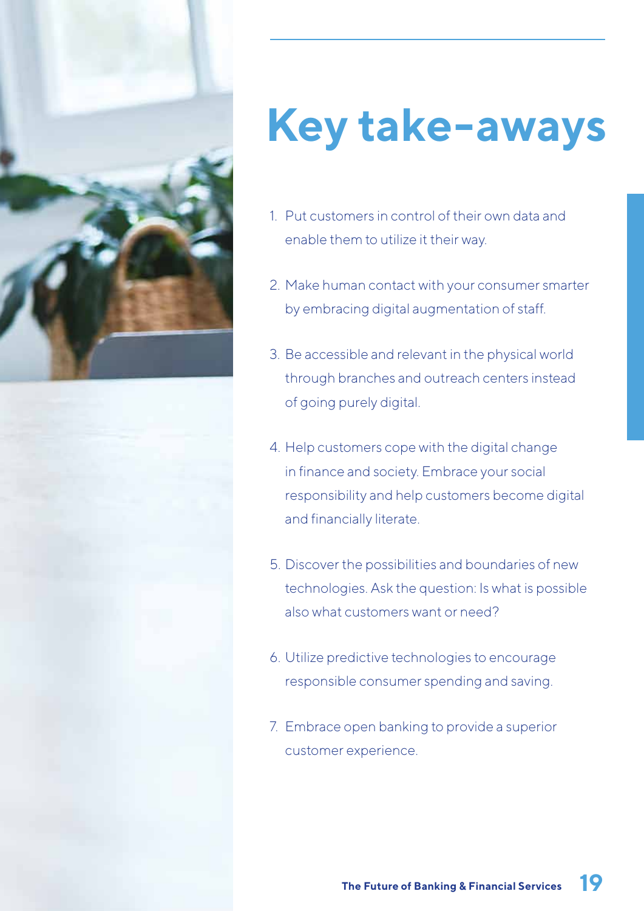# Key take-aways

1. Put customers in control of their own data and enable them to utilize it their way.
2. Make human contact with your consumer smarter by embracing digital augmentation of staff.
3. Be accessible and relevant in the physical world through branches and outreach centers instead of going purely digital.
4. Help customers cope with the digital change in finance and society. Embrace your social responsibility and help customers become digital and financially literate.
5. Discover the possibilities and boundaries of new technologies. Ask the question: Is what is possible also what customers want or need?
6. Utilize predictive technologies to encourage responsible consumer spending and saving.
7. Embrace open banking to provide a superior customer experience.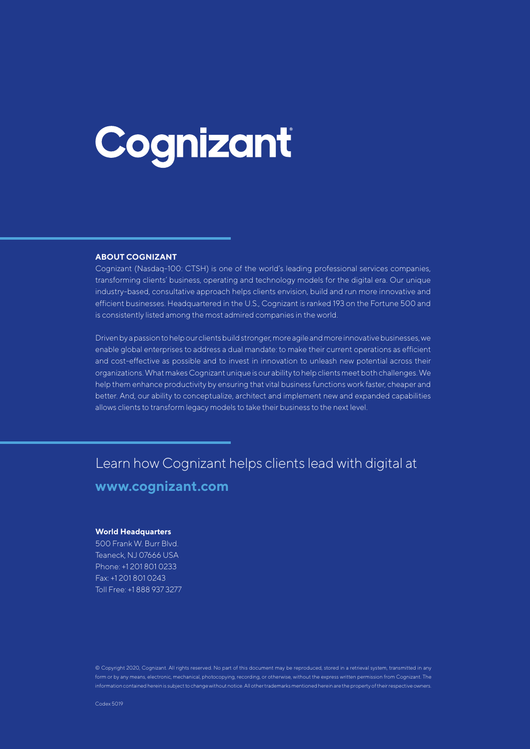# Cognizant

## ABOUT COGNIZANT

Cognizant (Nasdaq-100: CTSH) is one of the world's leading professional services companies, transforming clients' business, operating and technology models for the digital era. Our unique industry-based, consultative approach helps clients envision, build and run more innovative and efficient businesses. Headquartered in the U.S., Cognizant is ranked 193 on the Fortune 500 and is consistently listed among the most admired companies in the world.

Driven by a passion to help our clients build stronger, more agile and more innovative businesses, we enable global enterprises to address a dual mandate: to make their current operations as efficient and cost-effective as possible and to invest in innovation to unleash new potential across their organizations. What makes Cognizant unique is our ability to help clients meet both challenges. We help them enhance productivity by ensuring that vital business functions work faster, cheaper and better. And, our ability to conceptualize, architect and implement new and expanded capabilities allows clients to transform legacy models to take their business to the next level.

Learn how Cognizant helps clients lead with digital at

**www.cognizant.com**

**World Headquarters**

500 Frank W. Burr Blvd.
Teaneck, NJ 07666 USA
Phone: +1 201 801 0233
Fax: +1 201 801 0243
Toll Free: +1 888 937 3277

© Copyright 2020, Cognizant. All rights reserved. No part of this document may be reproduced, stored in a retrieval system, transmitted in any form or by any means, electronic, mechanical, photocopying, recording, or otherwise, without the express written permission from Cognizant. The information contained herein is subject to change without notice. All other trademarks mentioned herein are the property of their respective owners.

Codex 5019